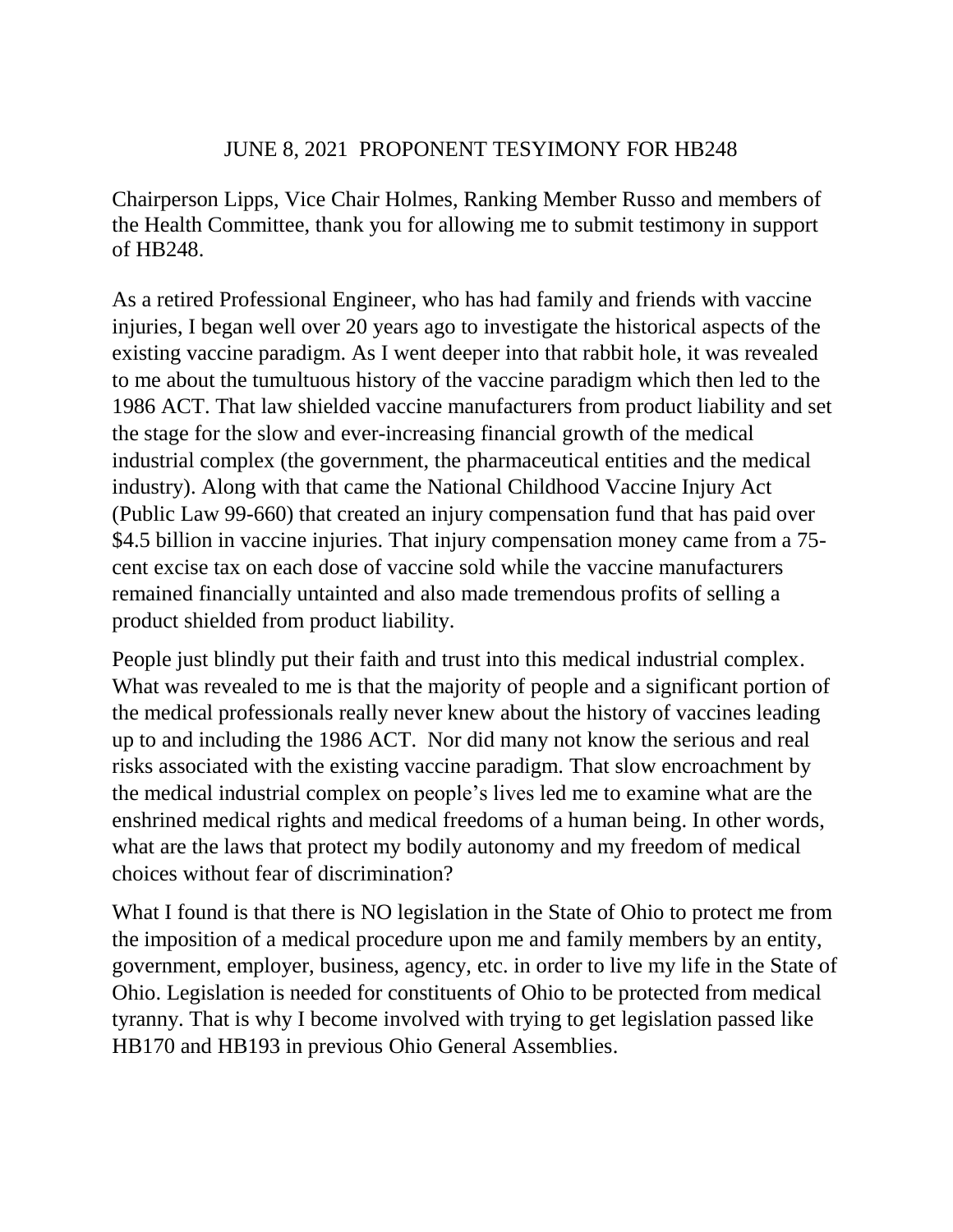JUNE 8, 2021 PROPONENT TESYIMONY FOR HB248

Chairperson Lipps, Vice Chair Holmes, Ranking Member Russo and members of the Health Committee, thank you for allowing me to submit testimony in support of HB248.

As a retired Professional Engineer, who has had family and friends with vaccine injuries, I began well over 20 years ago to investigate the historical aspects of the existing vaccine paradigm. As I went deeper into that rabbit hole, it was revealed to me about the tumultuous history of the vaccine paradigm which then led to the 1986 ACT. That law shielded vaccine manufacturers from product liability and set the stage for the slow and ever-increasing financial growth of the medical industrial complex (the government, the pharmaceutical entities and the medical industry). Along with that came the National Childhood Vaccine Injury Act (Public Law 99-660) that created an injury compensation fund that has paid over \$4.5 billion in vaccine injuries. That injury compensation money came from a 75-cent excise tax on each dose of vaccine sold while the vaccine manufacturers remained financially untainted and also made tremendous profits of selling a product shielded from product liability.

People just blindly put their faith and trust into this medical industrial complex. What was revealed to me is that the majority of people and a significant portion of the medical professionals really never knew about the history of vaccines leading up to and including the 1986 ACT. Nor did many not know the serious and real risks associated with the existing vaccine paradigm. That slow encroachment by the medical industrial complex on people's lives led me to examine what are the enshrined medical rights and medical freedoms of a human being. In other words, what are the laws that protect my bodily autonomy and my freedom of medical choices without fear of discrimination?

What I found is that there is NO legislation in the State of Ohio to protect me from the imposition of a medical procedure upon me and family members by an entity, government, employer, business, agency, etc. in order to live my life in the State of Ohio. Legislation is needed for constituents of Ohio to be protected from medical tyranny. That is why I become involved with trying to get legislation passed like HB170 and HB193 in previous Ohio General Assemblies.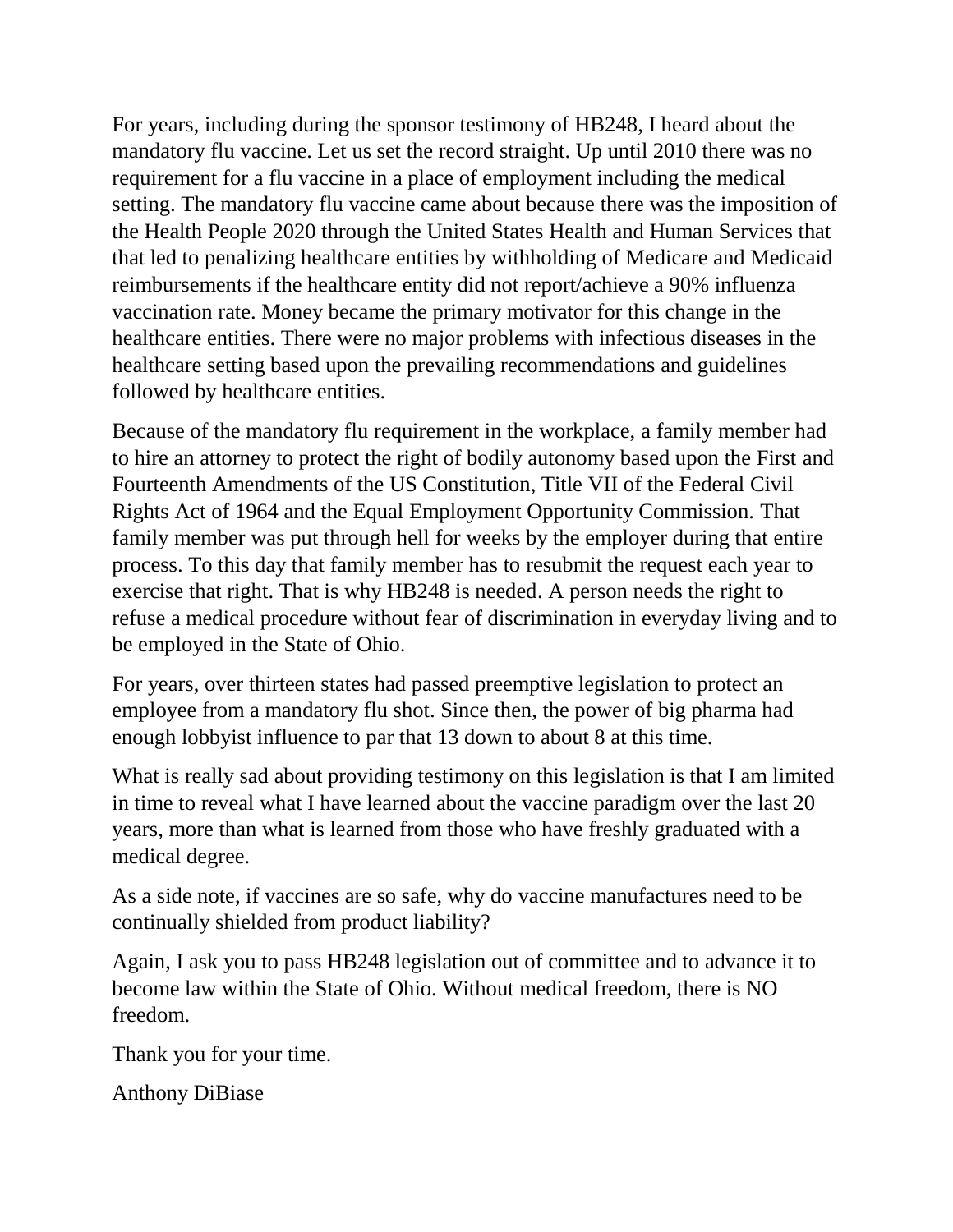For years, including during the sponsor testimony of HB248, I heard about the mandatory flu vaccine. Let us set the record straight. Up until 2010 there was no requirement for a flu vaccine in a place of employment including the medical setting. The mandatory flu vaccine came about because there was the imposition of the Health People 2020 through the United States Health and Human Services that that led to penalizing healthcare entities by withholding of Medicare and Medicaid reimbursements if the healthcare entity did not report/achieve a 90% influenza vaccination rate. Money became the primary motivator for this change in the healthcare entities. There were no major problems with infectious diseases in the healthcare setting based upon the prevailing recommendations and guidelines followed by healthcare entities.

Because of the mandatory flu requirement in the workplace, a family member had to hire an attorney to protect the right of bodily autonomy based upon the First and Fourteenth Amendments of the US Constitution, Title VII of the Federal Civil Rights Act of 1964 and the Equal Employment Opportunity Commission. That family member was put through hell for weeks by the employer during that entire process. To this day that family member has to resubmit the request each year to exercise that right. That is why HB248 is needed. A person needs the right to refuse a medical procedure without fear of discrimination in everyday living and to be employed in the State of Ohio.

For years, over thirteen states had passed preemptive legislation to protect an employee from a mandatory flu shot. Since then, the power of big pharma had enough lobbyist influence to par that 13 down to about 8 at this time.

What is really sad about providing testimony on this legislation is that I am limited in time to reveal what I have learned about the vaccine paradigm over the last 20 years, more than what is learned from those who have freshly graduated with a medical degree.

As a side note, if vaccines are so safe, why do vaccine manufactures need to be continually shielded from product liability?

Again, I ask you to pass HB248 legislation out of committee and to advance it to become law within the State of Ohio. Without medical freedom, there is NO freedom.

Thank you for your time.

Anthony DiBiase